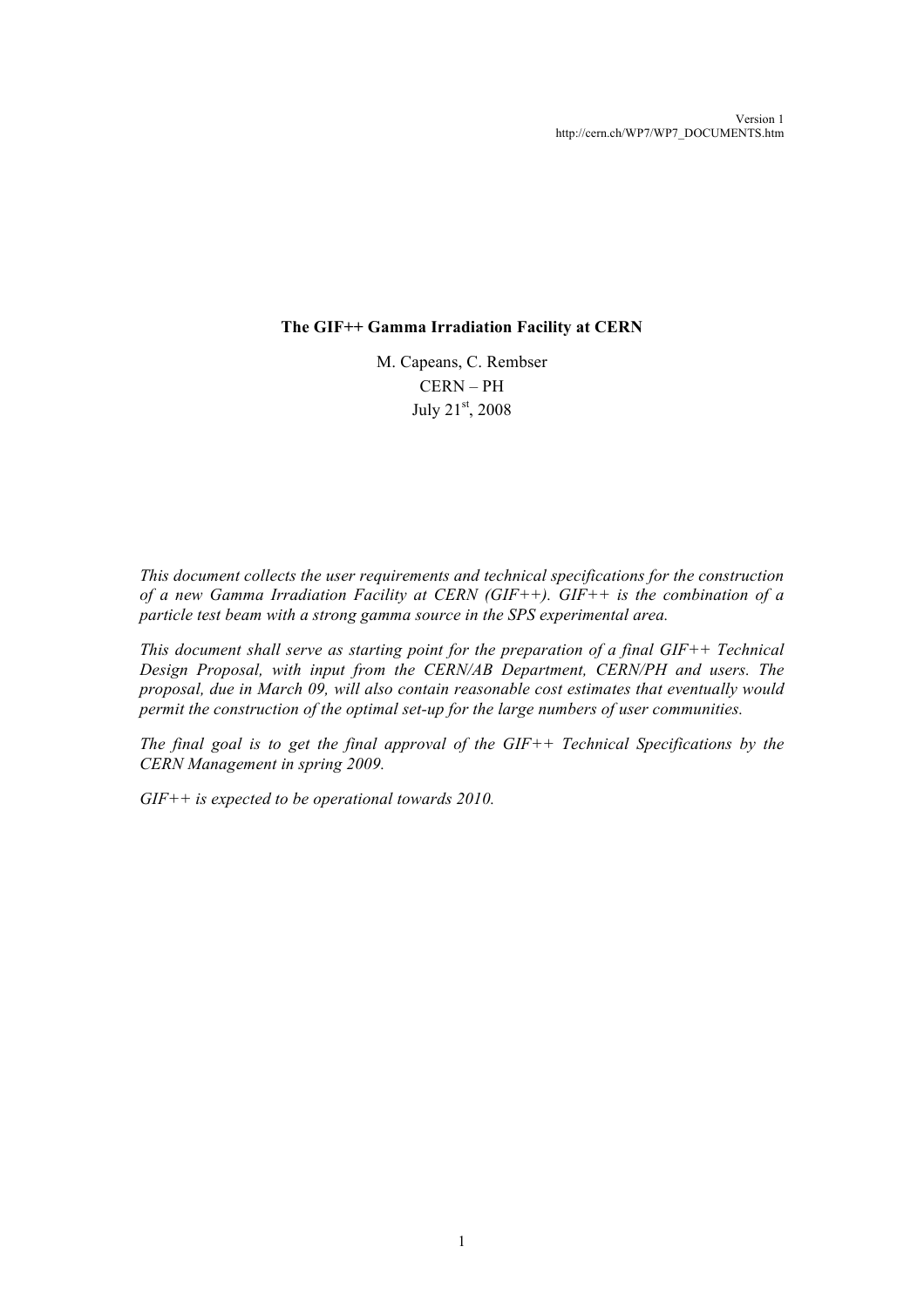Version 1
http://cern.ch/WP7/WP7_DOCUMENTS.htm

# The GIF++ Gamma Irradiation Facility at CERN

M. Capeans, C. Rembser
CERN – PH
July 21st, 2008

*This document collects the user requirements and technical specifications for the construction of a new Gamma Irradiation Facility at CERN (GIF++). GIF++ is the combination of a particle test beam with a strong gamma source in the SPS experimental area.*

*This document shall serve as starting point for the preparation of a final GIF++ Technical Design Proposal, with input from the CERN/AB Department, CERN/PH and users. The proposal, due in March 09, will also contain reasonable cost estimates that eventually would permit the construction of the optimal set-up for the large numbers of user communities.*

*The final goal is to get the final approval of the GIF++ Technical Specifications by the CERN Management in spring 2009.*

*GIF++ is expected to be operational towards 2010.*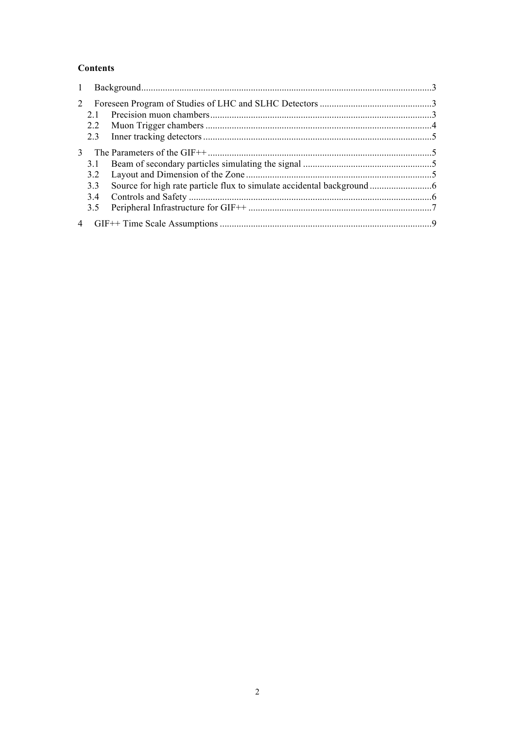**Contents**

1 Background ........................................................................................................................3

2 Foreseen Program of Studies of LHC and SLHC Detectors ..............................................3

  2.1 Precision muon chambers ............................................................................................3

  2.2 Muon Trigger chambers ..............................................................................................4

  2.3 Inner tracking detectors ...............................................................................................5

3 The Parameters of the GIF++ .............................................................................................5

  3.1 Beam of secondary particles simulating the signal ......................................................5

  3.2 Layout and Dimension of the Zone .............................................................................5

  3.3 Source for high rate particle flux to simulate accidental background ..........................6

  3.4 Controls and Safety .....................................................................................................6

  3.5 Peripheral Infrastructure for GIF++ ............................................................................7

4 GIF++ Time Scale Assumptions ........................................................................................9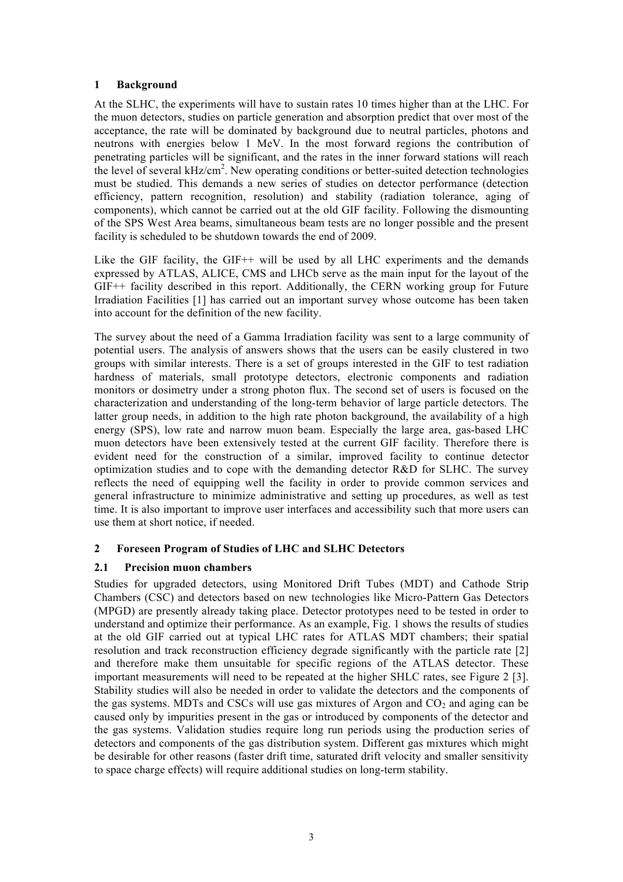# 1 Background

At the SLHC, the experiments will have to sustain rates 10 times higher than at the LHC. For the muon detectors, studies on particle generation and absorption predict that over most of the acceptance, the rate will be dominated by background due to neutral particles, photons and neutrons with energies below 1 MeV. In the most forward regions the contribution of penetrating particles will be significant, and the rates in the inner forward stations will reach the level of several kHz/cm$^2$. New operating conditions or better-suited detection technologies must be studied. This demands a new series of studies on detector performance (detection efficiency, pattern recognition, resolution) and stability (radiation tolerance, aging of components), which cannot be carried out at the old GIF facility. Following the dismounting of the SPS West Area beams, simultaneous beam tests are no longer possible and the present facility is scheduled to be shutdown towards the end of 2009.

Like the GIF facility, the GIF++ will be used by all LHC experiments and the demands expressed by ATLAS, ALICE, CMS and LHCb serve as the main input for the layout of the GIF++ facility described in this report. Additionally, the CERN working group for Future Irradiation Facilities [1] has carried out an important survey whose outcome has been taken into account for the definition of the new facility.

The survey about the need of a Gamma Irradiation facility was sent to a large community of potential users. The analysis of answers shows that the users can be easily clustered in two groups with similar interests. There is a set of groups interested in the GIF to test radiation hardness of materials, small prototype detectors, electronic components and radiation monitors or dosimetry under a strong photon flux. The second set of users is focused on the characterization and understanding of the long-term behavior of large particle detectors. The latter group needs, in addition to the high rate photon background, the availability of a high energy (SPS), low rate and narrow muon beam. Especially the large area, gas-based LHC muon detectors have been extensively tested at the current GIF facility. Therefore there is evident need for the construction of a similar, improved facility to continue detector optimization studies and to cope with the demanding detector R&D for SLHC. The survey reflects the need of equipping well the facility in order to provide common services and general infrastructure to minimize administrative and setting up procedures, as well as test time. It is also important to improve user interfaces and accessibility such that more users can use them at short notice, if needed.

# 2 Foreseen Program of Studies of LHC and SLHC Detectors

## 2.1 Precision muon chambers

Studies for upgraded detectors, using Monitored Drift Tubes (MDT) and Cathode Strip Chambers (CSC) and detectors based on new technologies like Micro-Pattern Gas Detectors (MPGD) are presently already taking place. Detector prototypes need to be tested in order to understand and optimize their performance. As an example, Fig. 1 shows the results of studies at the old GIF carried out at typical LHC rates for ATLAS MDT chambers; their spatial resolution and track reconstruction efficiency degrade significantly with the particle rate [2] and therefore make them unsuitable for specific regions of the ATLAS detector. These important measurements will need to be repeated at the higher SHLC rates, see Figure 2 [3]. Stability studies will also be needed in order to validate the detectors and the components of the gas systems. MDTs and CSCs will use gas mixtures of Argon and $CO_2$ and aging can be caused only by impurities present in the gas or introduced by components of the detector and the gas systems. Validation studies require long run periods using the production series of detectors and components of the gas distribution system. Different gas mixtures which might be desirable for other reasons (faster drift time, saturated drift velocity and smaller sensitivity to space charge effects) will require additional studies on long-term stability.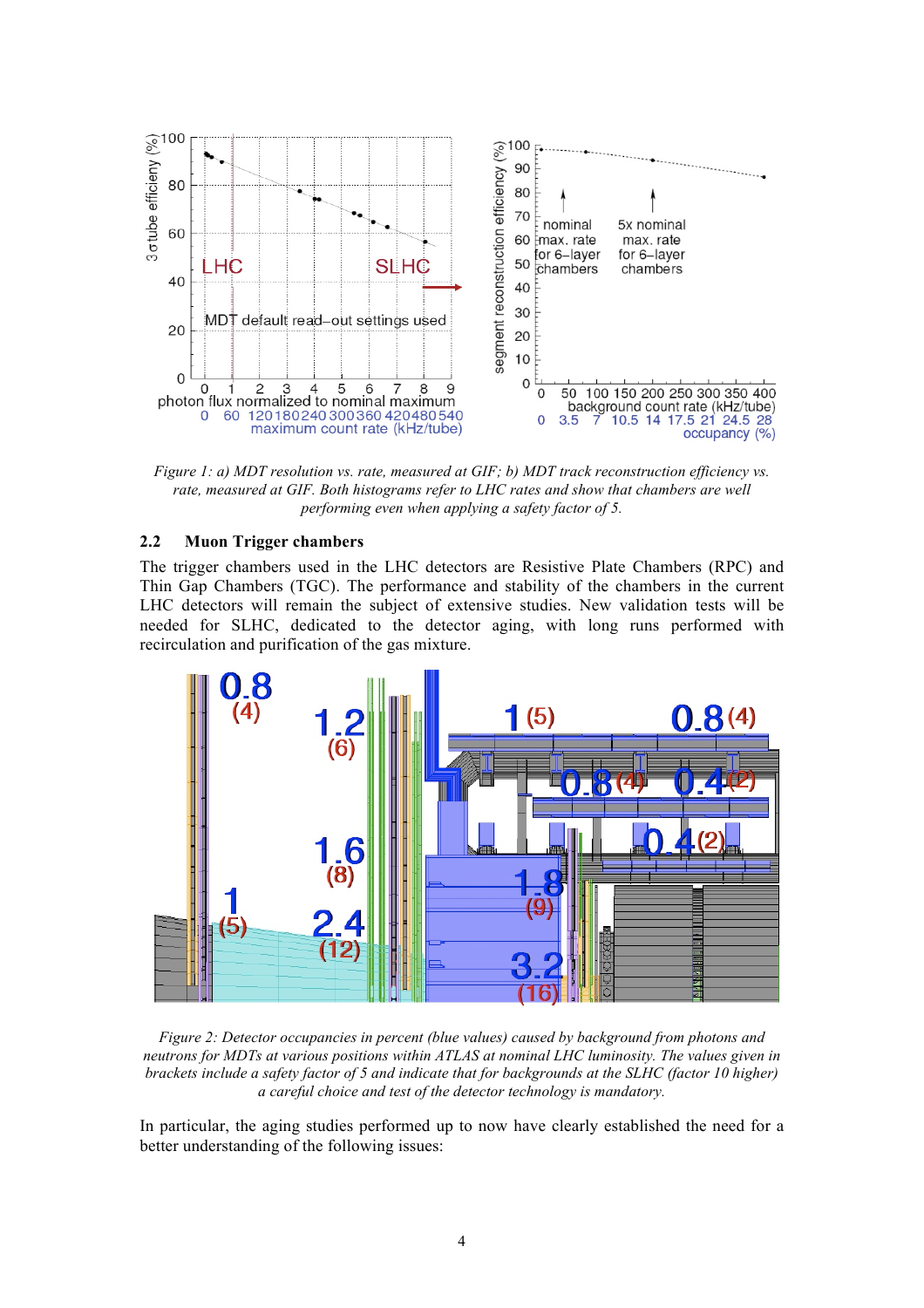*Figure 1: a) MDT resolution vs. rate, measured at GIF; b) MDT track reconstruction efficiency vs. rate, measured at GIF. Both histograms refer to LHC rates and show that chambers are well performing even when applying a safety factor of 5.*

### 2.2 Muon Trigger chambers

The trigger chambers used in the LHC detectors are Resistive Plate Chambers (RPC) and Thin Gap Chambers (TGC). The performance and stability of the chambers in the current LHC detectors will remain the subject of extensive studies. New validation tests will be needed for SLHC, dedicated to the detector aging, with long runs performed with recirculation and purification of the gas mixture.

*Figure 2: Detector occupancies in percent (blue values) caused by background from photons and neutrons for MDTs at various positions within ATLAS at nominal LHC luminosity. The values given in brackets include a safety factor of 5 and indicate that for backgrounds at the SLHC (factor 10 higher) a careful choice and test of the detector technology is mandatory.*

In particular, the aging studies performed up to now have clearly established the need for a better understanding of the following issues: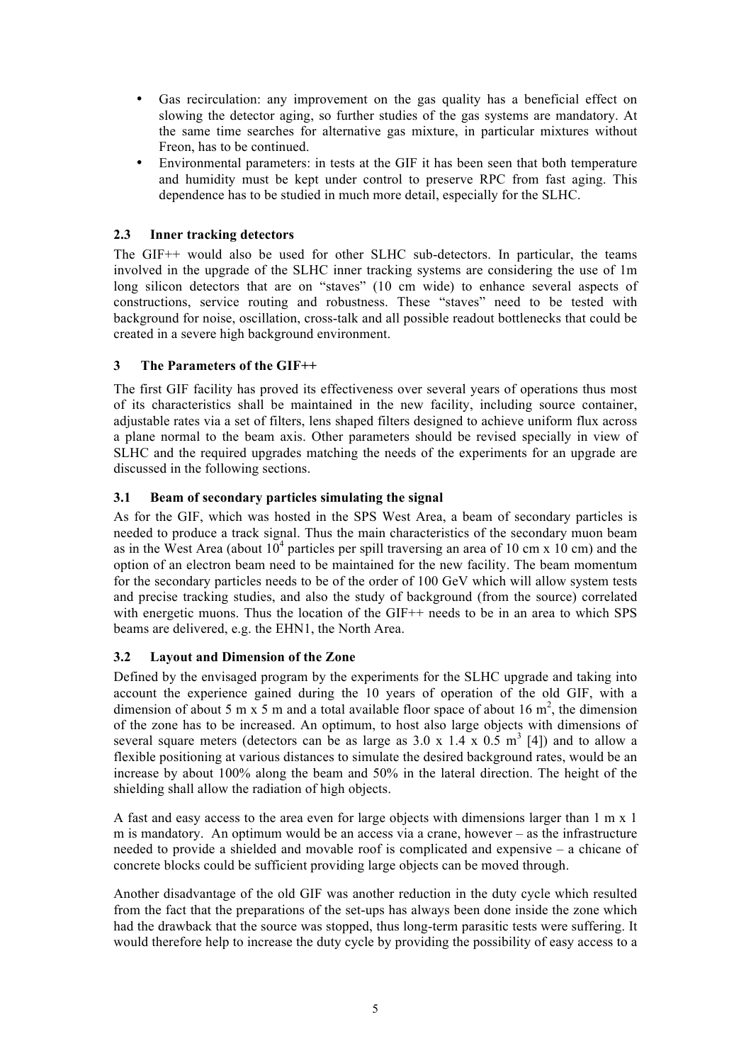- Gas recirculation: any improvement on the gas quality has a beneficial effect on slowing the detector aging, so further studies of the gas systems are mandatory. At the same time searches for alternative gas mixture, in particular mixtures without Freon, has to be continued.
- Environmental parameters: in tests at the GIF it has been seen that both temperature and humidity must be kept under control to preserve RPC from fast aging. This dependence has to be studied in much more detail, especially for the SLHC.

### 2.3 Inner tracking detectors

The GIF++ would also be used for other SLHC sub-detectors. In particular, the teams involved in the upgrade of the SLHC inner tracking systems are considering the use of 1m long silicon detectors that are on "staves" (10 cm wide) to enhance several aspects of constructions, service routing and robustness. These "staves" need to be tested with background for noise, oscillation, cross-talk and all possible readout bottlenecks that could be created in a severe high background environment.

## 3 The Parameters of the GIF++

The first GIF facility has proved its effectiveness over several years of operations thus most of its characteristics shall be maintained in the new facility, including source container, adjustable rates via a set of filters, lens shaped filters designed to achieve uniform flux across a plane normal to the beam axis. Other parameters should be revised specially in view of SLHC and the required upgrades matching the needs of the experiments for an upgrade are discussed in the following sections.

### 3.1 Beam of secondary particles simulating the signal

As for the GIF, which was hosted in the SPS West Area, a beam of secondary particles is needed to produce a track signal. Thus the main characteristics of the secondary muon beam as in the West Area (about $10^4$ particles per spill traversing an area of 10 cm x 10 cm) and the option of an electron beam need to be maintained for the new facility. The beam momentum for the secondary particles needs to be of the order of 100 GeV which will allow system tests and precise tracking studies, and also the study of background (from the source) correlated with energetic muons. Thus the location of the GIF++ needs to be in an area to which SPS beams are delivered, e.g. the EHN1, the North Area.

### 3.2 Layout and Dimension of the Zone

Defined by the envisaged program by the experiments for the SLHC upgrade and taking into account the experience gained during the 10 years of operation of the old GIF, with a dimension of about 5 m x 5 m and a total available floor space of about 16 $m^2$, the dimension of the zone has to be increased. An optimum, to host also large objects with dimensions of several square meters (detectors can be as large as 3.0 x 1.4 x 0.5 $m^3$ [4]) and to allow a flexible positioning at various distances to simulate the desired background rates, would be an increase by about 100% along the beam and 50% in the lateral direction. The height of the shielding shall allow the radiation of high objects.

A fast and easy access to the area even for large objects with dimensions larger than 1 m x 1 m is mandatory. An optimum would be an access via a crane, however – as the infrastructure needed to provide a shielded and movable roof is complicated and expensive – a chicane of concrete blocks could be sufficient providing large objects can be moved through.

Another disadvantage of the old GIF was another reduction in the duty cycle which resulted from the fact that the preparations of the set-ups has always been done inside the zone which had the drawback that the source was stopped, thus long-term parasitic tests were suffering. It would therefore help to increase the duty cycle by providing the possibility of easy access to a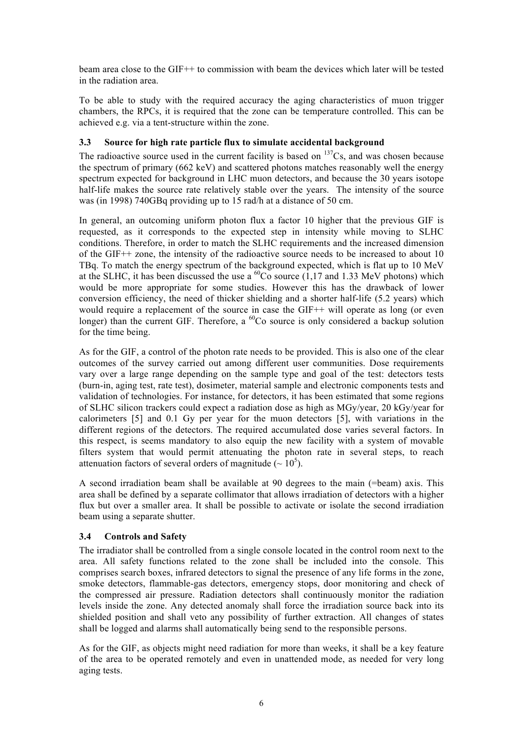beam area close to the GIF++ to commission with beam the devices which later will be tested in the radiation area.

To be able to study with the required accuracy the aging characteristics of muon trigger chambers, the RPCs, it is required that the zone can be temperature controlled. This can be achieved e.g. via a tent-structure within the zone.

### 3.3 Source for high rate particle flux to simulate accidental background

The radioactive source used in the current facility is based on $^{137}$Cs, and was chosen because the spectrum of primary (662 keV) and scattered photons matches reasonably well the energy spectrum expected for background in LHC muon detectors, and because the 30 years isotope half-life makes the source rate relatively stable over the years. The intensity of the source was (in 1998) 740GBq providing up to 15 rad/h at a distance of 50 cm.

In general, an outcoming uniform photon flux a factor 10 higher that the previous GIF is requested, as it corresponds to the expected step in intensity while moving to SLHC conditions. Therefore, in order to match the SLHC requirements and the increased dimension of the GIF++ zone, the intensity of the radioactive source needs to be increased to about 10 TBq. To match the energy spectrum of the background expected, which is flat up to 10 MeV at the SLHC, it has been discussed the use a $^{60}$Co source (1,17 and 1.33 MeV photons) which would be more appropriate for some studies. However this has the drawback of lower conversion efficiency, the need of thicker shielding and a shorter half-life (5.2 years) which would require a replacement of the source in case the GIF++ will operate as long (or even longer) than the current GIF. Therefore, a $^{60}$Co source is only considered a backup solution for the time being.

As for the GIF, a control of the photon rate needs to be provided. This is also one of the clear outcomes of the survey carried out among different user communities. Dose requirements vary over a large range depending on the sample type and goal of the test: detectors tests (burn-in, aging test, rate test), dosimeter, material sample and electronic components tests and validation of technologies. For instance, for detectors, it has been estimated that some regions of SLHC silicon trackers could expect a radiation dose as high as MGy/year, 20 kGy/year for calorimeters [5] and 0.1 Gy per year for the muon detectors [5], with variations in the different regions of the detectors. The required accumulated dose varies several factors. In this respect, is seems mandatory to also equip the new facility with a system of movable filters system that would permit attenuating the photon rate in several steps, to reach attenuation factors of several orders of magnitude ($\sim 10^5$).

A second irradiation beam shall be available at 90 degrees to the main (=beam) axis. This area shall be defined by a separate collimator that allows irradiation of detectors with a higher flux but over a smaller area. It shall be possible to activate or isolate the second irradiation beam using a separate shutter.

### 3.4 Controls and Safety

The irradiator shall be controlled from a single console located in the control room next to the area. All safety functions related to the zone shall be included into the console. This comprises search boxes, infrared detectors to signal the presence of any life forms in the zone, smoke detectors, flammable-gas detectors, emergency stops, door monitoring and check of the compressed air pressure. Radiation detectors shall continuously monitor the radiation levels inside the zone. Any detected anomaly shall force the irradiation source back into its shielded position and shall veto any possibility of further extraction. All changes of states shall be logged and alarms shall automatically being send to the responsible persons.

As for the GIF, as objects might need radiation for more than weeks, it shall be a key feature of the area to be operated remotely and even in unattended mode, as needed for very long aging tests.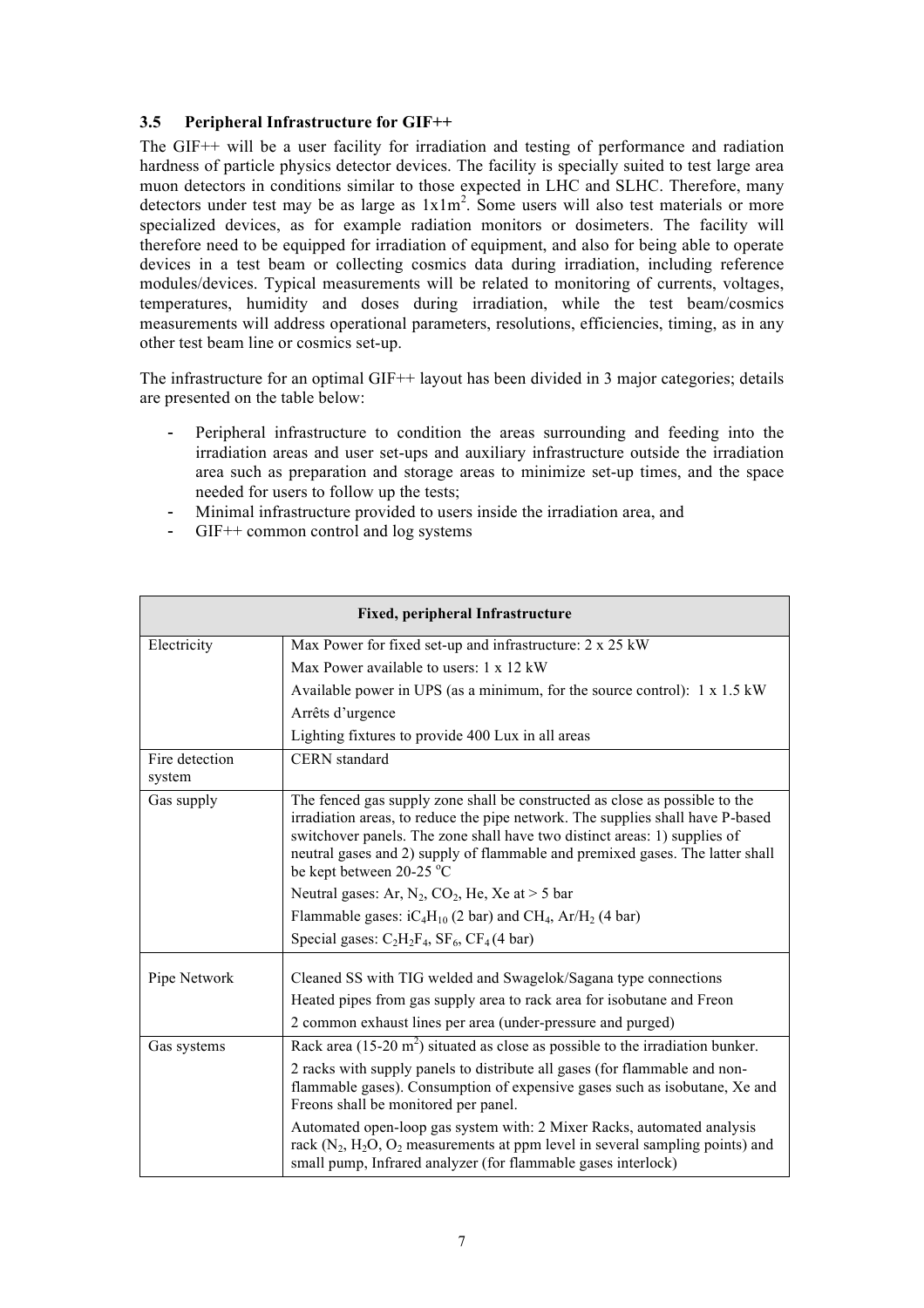### 3.5 Peripheral Infrastructure for GIF++

The GIF++ will be a user facility for irradiation and testing of performance and radiation hardness of particle physics detector devices. The facility is specially suited to test large area muon detectors in conditions similar to those expected in LHC and SLHC. Therefore, many detectors under test may be as large as $1x1m^2$. Some users will also test materials or more specialized devices, as for example radiation monitors or dosimeters. The facility will therefore need to be equipped for irradiation of equipment, and also for being able to operate devices in a test beam or collecting cosmics data during irradiation, including reference modules/devices. Typical measurements will be related to monitoring of currents, voltages, temperatures, humidity and doses during irradiation, while the test beam/cosmics measurements will address operational parameters, resolutions, efficiencies, timing, as in any other test beam line or cosmics set-up.

The infrastructure for an optimal GIF++ layout has been divided in 3 major categories; details are presented on the table below:

- Peripheral infrastructure to condition the areas surrounding and feeding into the irradiation areas and user set-ups and auxiliary infrastructure outside the irradiation area such as preparation and storage areas to minimize set-up times, and the space needed for users to follow up the tests;
- Minimal infrastructure provided to users inside the irradiation area, and
- GIF++ common control and log systems

| **Fixed, peripheral Infrastructure** | |
|---|---|
| Electricity | Max Power for fixed set-up and infrastructure: 2 x 25 kW |
| | Max Power available to users: 1 x 12 kW |
| | Available power in UPS (as a minimum, for the source control): 1 x 1.5 kW |
| | Arrêts d'urgence |
| | Lighting fixtures to provide 400 Lux in all areas |
| Fire detection system | CERN standard |
| Gas supply | The fenced gas supply zone shall be constructed as close as possible to the irradiation areas, to reduce the pipe network. The supplies shall have P-based switchover panels. The zone shall have two distinct areas: 1) supplies of neutral gases and 2) supply of flammable and premixed gases. The latter shall be kept between 20-25 °C |
| | Neutral gases: Ar, $N_2$, $CO_2$, He, Xe at > 5 bar |
| | Flammable gases: $iC_4H_{10}$ (2 bar) and $CH_4$, $Ar/H_2$ (4 bar) |
| | Special gases: $C_2H_2F_4$, $SF_6$, $CF_4$ (4 bar) |
| Pipe Network | Cleaned SS with TIG welded and Swagelok/Sagana type connections |
| | Heated pipes from gas supply area to rack area for isobutane and Freon |
| | 2 common exhaust lines per area (under-pressure and purged) |
| Gas systems | Rack area (15-20 $m^2$) situated as close as possible to the irradiation bunker. |
| | 2 racks with supply panels to distribute all gases (for flammable and non-flammable gases). Consumption of expensive gases such as isobutane, Xe and Freons shall be monitored per panel. |
| | Automated open-loop gas system with: 2 Mixer Racks, automated analysis rack ($N_2$, $H_2O$, $O_2$ measurements at ppm level in several sampling points) and small pump, Infrared analyzer (for flammable gases interlock) |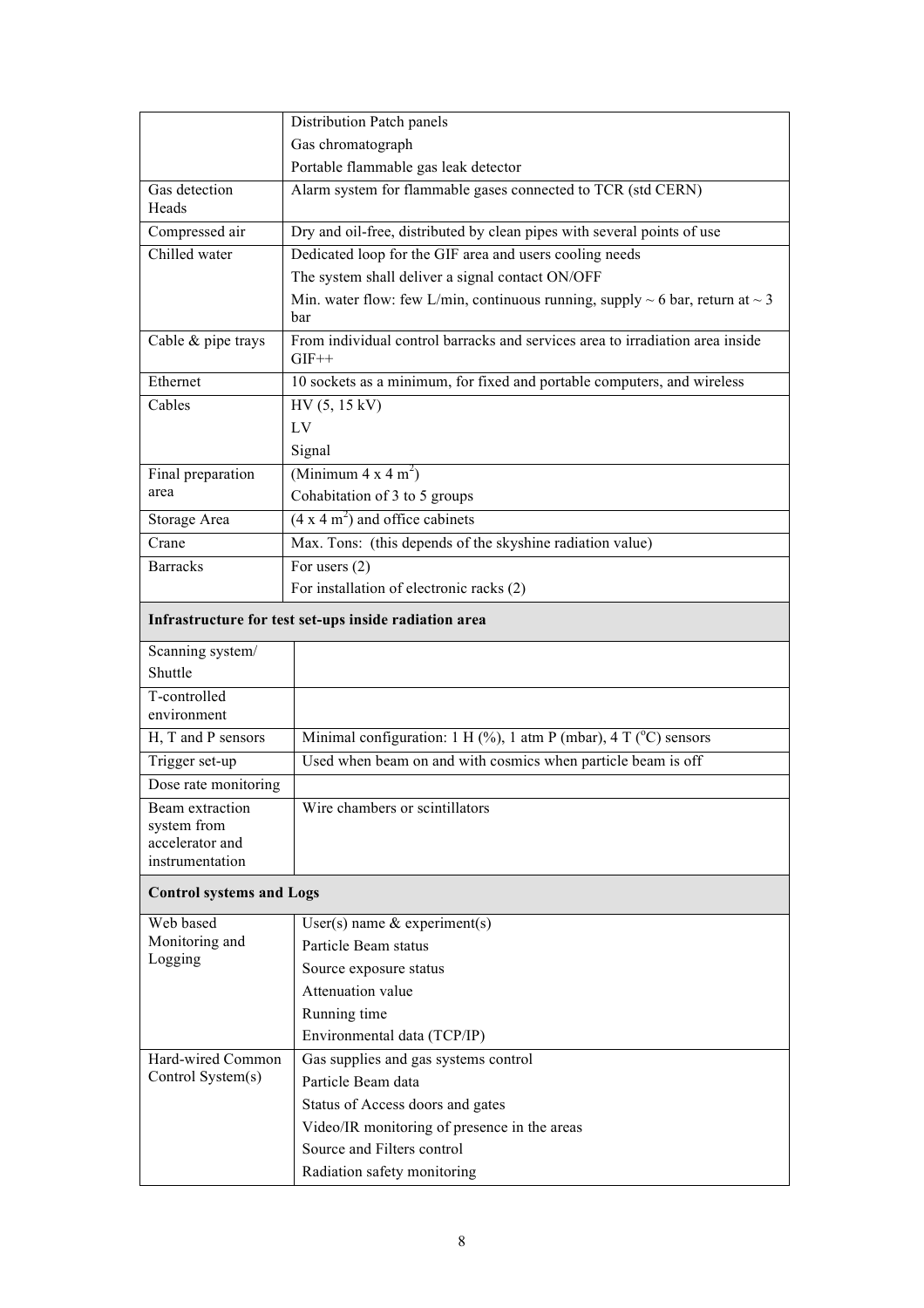|  |  |
| --- | --- |
|  | Distribution Patch panels |
|  | Gas chromatograph |
|  | Portable flammable gas leak detector |
| Gas detection Heads | Alarm system for flammable gases connected to TCR (std CERN) |
| Compressed air | Dry and oil-free, distributed by clean pipes with several points of use |
| Chilled water | Dedicated loop for the GIF area and users cooling needs |
|  | The system shall deliver a signal contact ON/OFF |
|  | Min. water flow: few L/min, continuous running, supply ~ 6 bar, return at ~ 3 bar |
| Cable & pipe trays | From individual control barracks and services area to irradiation area inside GIF++ |
| Ethernet | 10 sockets as a minimum, for fixed and portable computers, and wireless |
| Cables | HV (5, 15 kV) |
|  | LV |
|  | Signal |
| Final preparation area | (Minimum 4 x 4 $m^2$) |
|  | Cohabitation of 3 to 5 groups |
| Storage Area | (4 x 4 $m^2$) and office cabinets |
| Crane | Max. Tons: (this depends of the skyshine radiation value) |
| Barracks | For users (2) |
|  | For installation of electronic racks (2) |
| **Infrastructure for test set-ups inside radiation area** |  |
| Scanning system/ Shuttle |  |
| T-controlled environment |  |
| H, T and P sensors | Minimal configuration: 1 H (%), 1 atm P (mbar), 4 T ($^o$C) sensors |
| Trigger set-up | Used when beam on and with cosmics when particle beam is off |
| Dose rate monitoring |  |
| Beam extraction system from accelerator and instrumentation | Wire chambers or scintillators |
| **Control systems and Logs** |  |
| Web based Monitoring and Logging | User(s) name & experiment(s) |
|  | Particle Beam status |
|  | Source exposure status |
|  | Attenuation value |
|  | Running time |
|  | Environmental data (TCP/IP) |
| Hard-wired Common Control System(s) | Gas supplies and gas systems control |
|  | Particle Beam data |
|  | Status of Access doors and gates |
|  | Video/IR monitoring of presence in the areas |
|  | Source and Filters control |
|  | Radiation safety monitoring |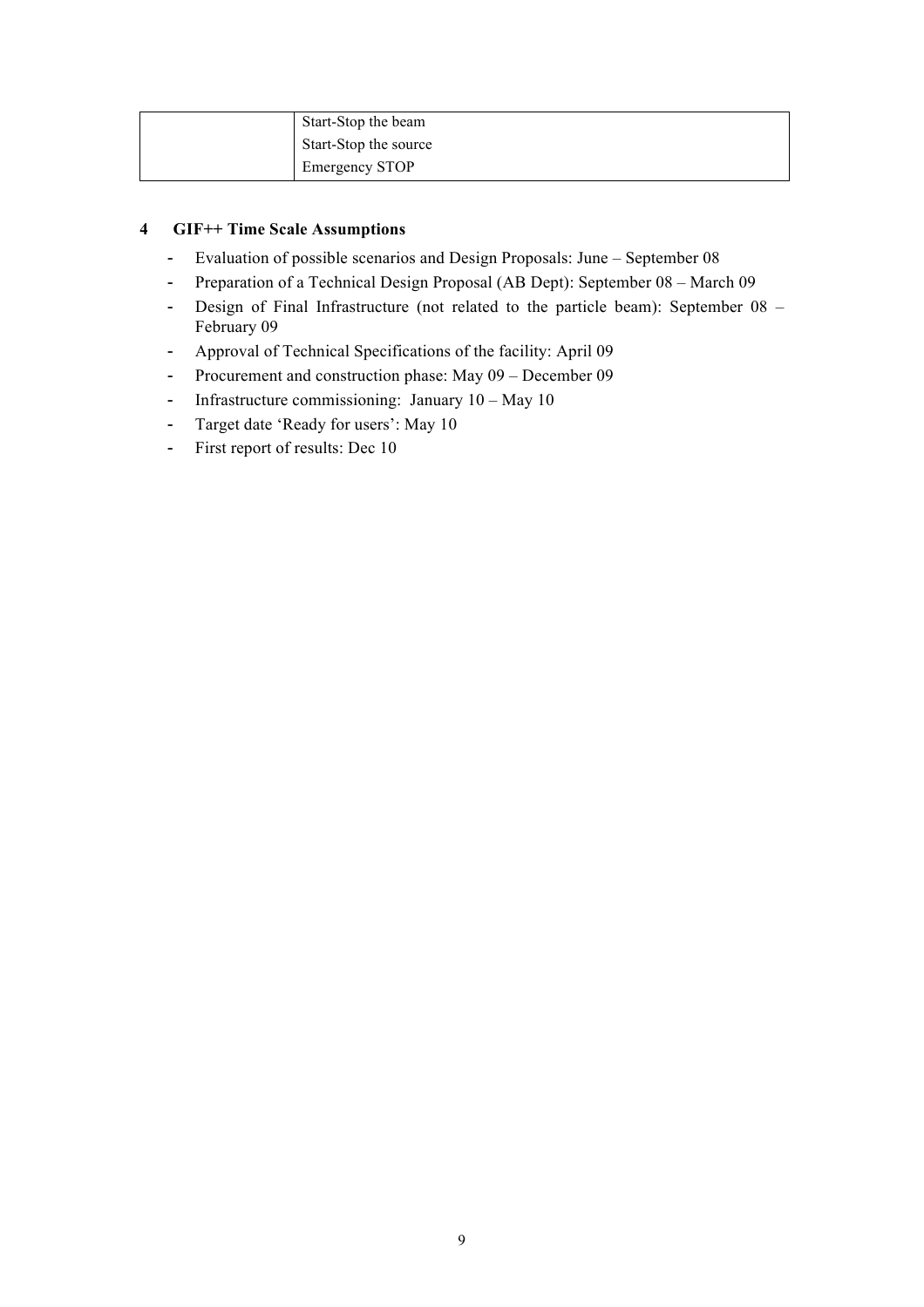| | |
|---|---|
| | Start-Stop the beam<br>Start-Stop the source<br>Emergency STOP |

## 4 GIF++ Time Scale Assumptions

- Evaluation of possible scenarios and Design Proposals: June – September 08
- Preparation of a Technical Design Proposal (AB Dept): September 08 – March 09
- Design of Final Infrastructure (not related to the particle beam): September 08 – February 09
- Approval of Technical Specifications of the facility: April 09
- Procurement and construction phase: May 09 – December 09
- Infrastructure commissioning: January 10 – May 10
- Target date 'Ready for users': May 10
- First report of results: Dec 10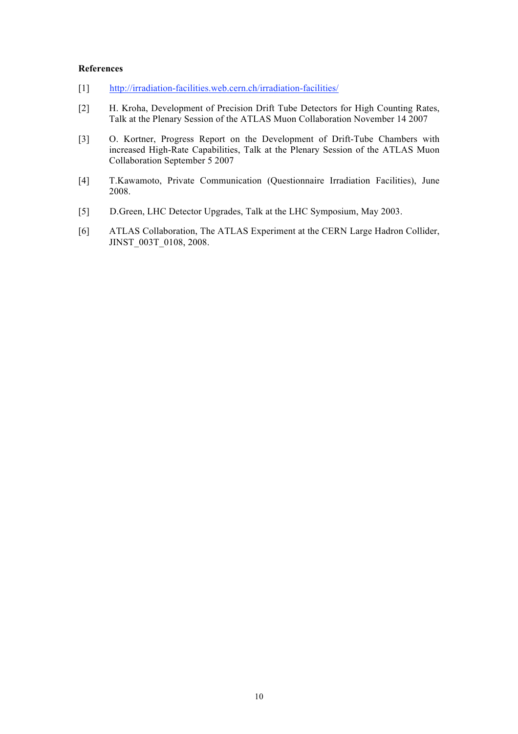**References**

[1] http://irradiation-facilities.web.cern.ch/irradiation-facilities/

[2] H. Kroha, Development of Precision Drift Tube Detectors for High Counting Rates, Talk at the Plenary Session of the ATLAS Muon Collaboration November 14 2007

[3] O. Kortner, Progress Report on the Development of Drift-Tube Chambers with increased High-Rate Capabilities, Talk at the Plenary Session of the ATLAS Muon Collaboration September 5 2007

[4] T.Kawamoto, Private Communication (Questionnaire Irradiation Facilities), June 2008.

[5] D.Green, LHC Detector Upgrades, Talk at the LHC Symposium, May 2003.

[6] ATLAS Collaboration, The ATLAS Experiment at the CERN Large Hadron Collider, JINST_003T_0108, 2008.